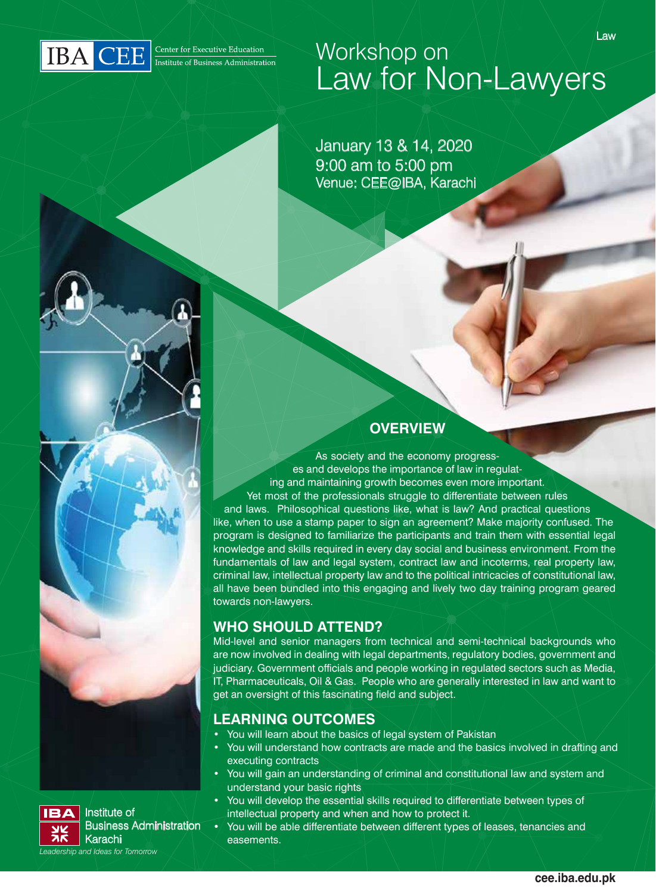IBA CEE

Center for Executive Education
Institute of Business Administration

Law

# Workshop on
# Law for Non-Lawyers

January 13 & 14, 2020
9:00 am to 5:00 pm
Venue: CEE@IBA, Karachi

## OVERVIEW

As society and the economy progresses and develops the importance of law in regulating and maintaining growth becomes even more important. Yet most of the professionals struggle to differentiate between rules and laws. Philosophical questions like, what is law? And practical questions like, when to use a stamp paper to sign an agreement? Make majority confused. The program is designed to familiarize the participants and train them with essential legal knowledge and skills required in every day social and business environment. From the fundamentals of law and legal system, contract law and incoterms, real property law, criminal law, intellectual property law and to the political intricacies of constitutional law, all have been bundled into this engaging and lively two day training program geared towards non-lawyers.

## WHO SHOULD ATTEND?

Mid-level and senior managers from technical and semi-technical backgrounds who are now involved in dealing with legal departments, regulatory bodies, government and judiciary. Government officials and people working in regulated sectors such as Media, IT, Pharmaceuticals, Oil & Gas. People who are generally interested in law and want to get an oversight of this fascinating field and subject.

## LEARNING OUTCOMES

- You will learn about the basics of legal system of Pakistan
- You will understand how contracts are made and the basics involved in drafting and executing contracts
- You will gain an understanding of criminal and constitutional law and system and understand your basic rights
- You will develop the essential skills required to differentiate between types of intellectual property and when and how to protect it.
- You will be able differentiate between different types of leases, tenancies and easements.

IBA Institute of Business Administration Karachi

*Leadership and Ideas for Tomorrow*

cee.iba.edu.pk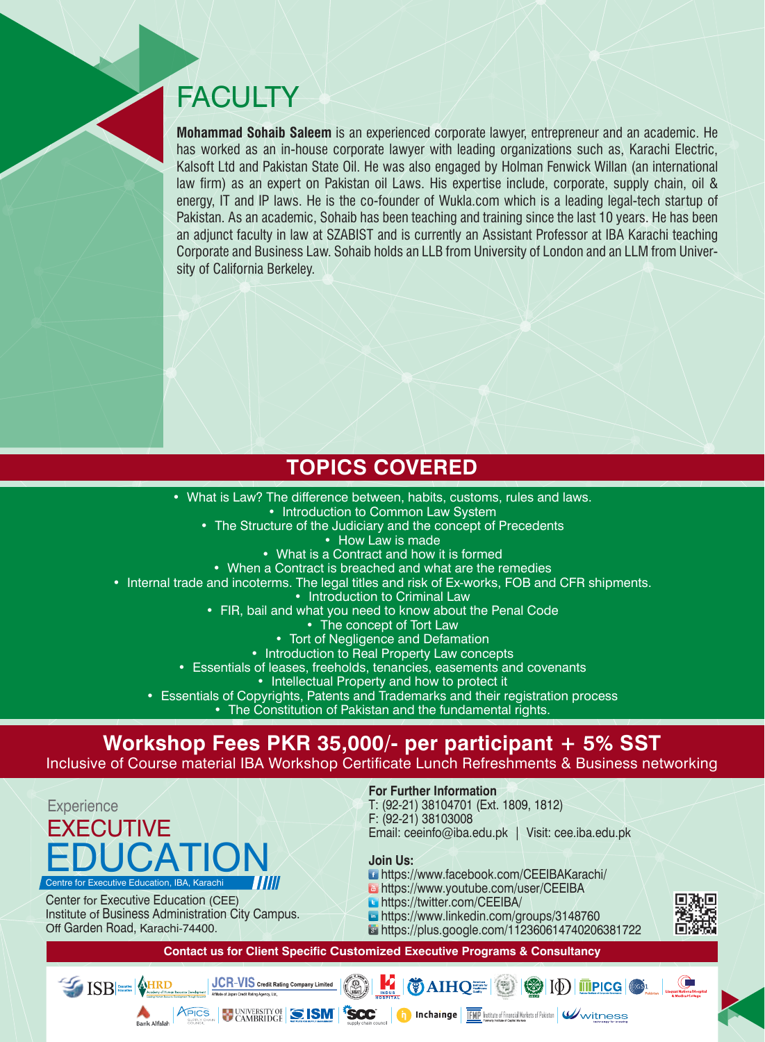# FACULTY

**Mohammad Sohaib Saleem** is an experienced corporate lawyer, entrepreneur and an academic. He has worked as an in-house corporate lawyer with leading organizations such as, Karachi Electric, Kalsoft Ltd and Pakistan State Oil. He was also engaged by Holman Fenwick Willan (an international law firm) as an expert on Pakistan oil Laws. His expertise include, corporate, supply chain, oil & energy, IT and IP laws. He is the co-founder of Wukla.com which is a leading legal-tech startup of Pakistan. As an academic, Sohaib has been teaching and training since the last 10 years. He has been an adjunct faculty in law at SZABIST and is currently an Assistant Professor at IBA Karachi teaching Corporate and Business Law. Sohaib holds an LLB from University of London and an LLM from University of California Berkeley.

## TOPICS COVERED

- What is Law? The difference between, habits, customs, rules and laws.
- Introduction to Common Law System
- The Structure of the Judiciary and the concept of Precedents
- How Law is made
- What is a Contract and how it is formed
- When a Contract is breached and what are the remedies
- Internal trade and incoterms. The legal titles and risk of Ex-works, FOB and CFR shipments.
- Introduction to Criminal Law
- FIR, bail and what you need to know about the Penal Code
- The concept of Tort Law
- Tort of Negligence and Defamation
- Introduction to Real Property Law concepts
- Essentials of leases, freeholds, tenancies, easements and covenants
- Intellectual Property and how to protect it
- Essentials of Copyrights, Patents and Trademarks and their registration process
- The Constitution of Pakistan and the fundamental rights.

## Workshop Fees PKR 35,000/- per participant + 5% SST

Inclusive of Course material IBA Workshop Certificate Lunch Refreshments & Business networking

Experience
EXECUTIVE
EDUCATION
Centre for Executive Education, IBA, Karachi

Center for Executive Education (CEE)
Institute of Business Administration City Campus.
Off Garden Road, Karachi-74400.

**For Further Information**
T: (92-21) 38104701 (Ext. 1809, 1812)
F: (92-21) 38103008
Email: ceeinfo@iba.edu.pk | Visit: cee.iba.edu.pk

**Join Us:**
https://www.facebook.com/CEEIBAKarachi/
https://www.youtube.com/user/CEEIBA
https://twitter.com/CEEIBA/
https://www.linkedin.com/groups/3148760
https://plus.google.com/112360614740206381722

**Contact us for Client Specific Customized Executive Programs & Consultancy**

ISB | AHRD | JCR-VIS Credit Rating Company Limited | INDUS HOSPITAL | AIHQ | IoD | PICG | GS1 Pakistan | Liaquat National Hospital & Medical College | Bank Alfalah | APICS | University of Cambridge | ISM | SCC supply chain council | Inchainge | IFMP Institute of Financial Markets of Pakistan | witness